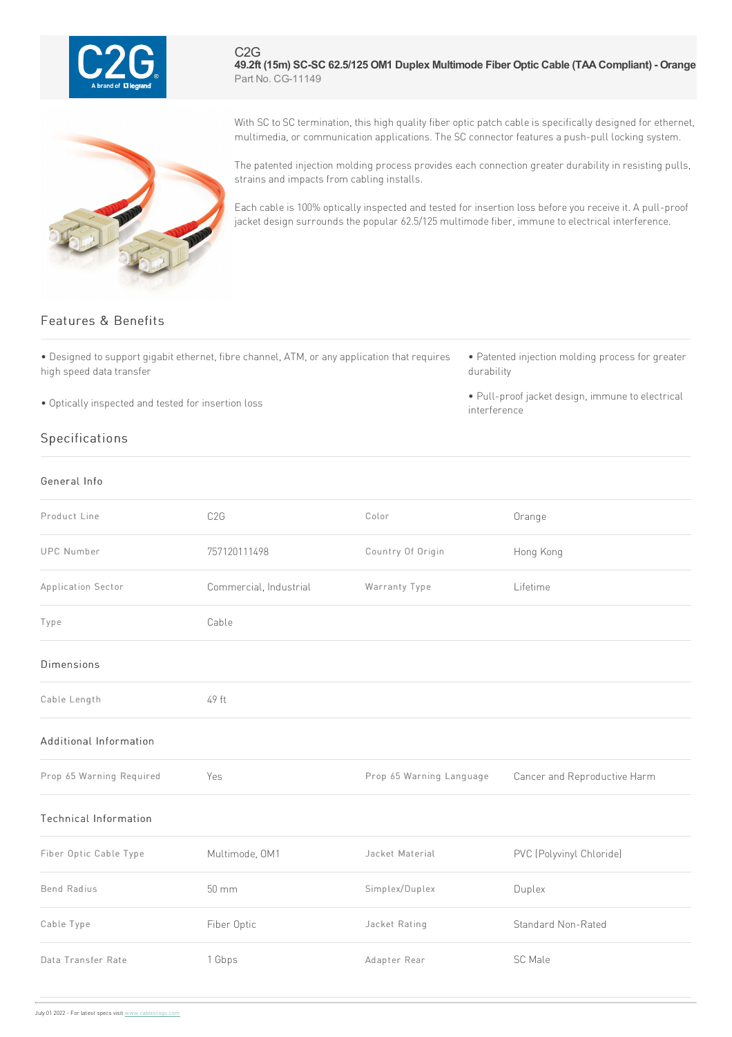C2G

# 49.2ft (15m) SC-SC 62.5/125 OM1 Duplex Multimode Fiber Optic Cable (TAA Compliant) - Orange

Part No. CG-11149

With SC to SC termination, this high quality fiber optic patch cable is specifically designed for ethernet, multimedia, or communication applications. The SC connector features a push-pull locking system.

The patented injection molding process provides each connection greater durability in resisting pulls, strains and impacts from cabling installs.

Each cable is 100% optically inspected and tested for insertion loss before you receive it. A pull-proof jacket design surrounds the popular 62.5/125 multimode fiber, immune to electrical interference.

## Features & Benefits

- Designed to support gigabit ethernet, fibre channel, ATM, or any application that requires high speed data transfer
- Optically inspected and tested for insertion loss
- Patented injection molding process for greater durability
- Pull-proof jacket design, immune to electrical interference

## Specifications

### General Info

| | | | |
|---|---|---|---|
| Product Line | C2G | Color | Orange |
| UPC Number | 757120111498 | Country Of Origin | Hong Kong |
| Application Sector | Commercial, Industrial | Warranty Type | Lifetime |
| Type | Cable | | |

### Dimensions

| | |
|---|---|
| Cable Length | 49 ft |

### Additional Information

| | | | |
|---|---|---|---|
| Prop 65 Warning Required | Yes | Prop 65 Warning Language | Cancer and Reproductive Harm |

### Technical Information

| | | | |
|---|---|---|---|
| Fiber Optic Cable Type | Multimode, OM1 | Jacket Material | PVC (Polyvinyl Chloride) |
| Bend Radius | 50 mm | Simplex/Duplex | Duplex |
| Cable Type | Fiber Optic | Jacket Rating | Standard Non-Rated |
| Data Transfer Rate | 1 Gbps | Adapter Rear | SC Male |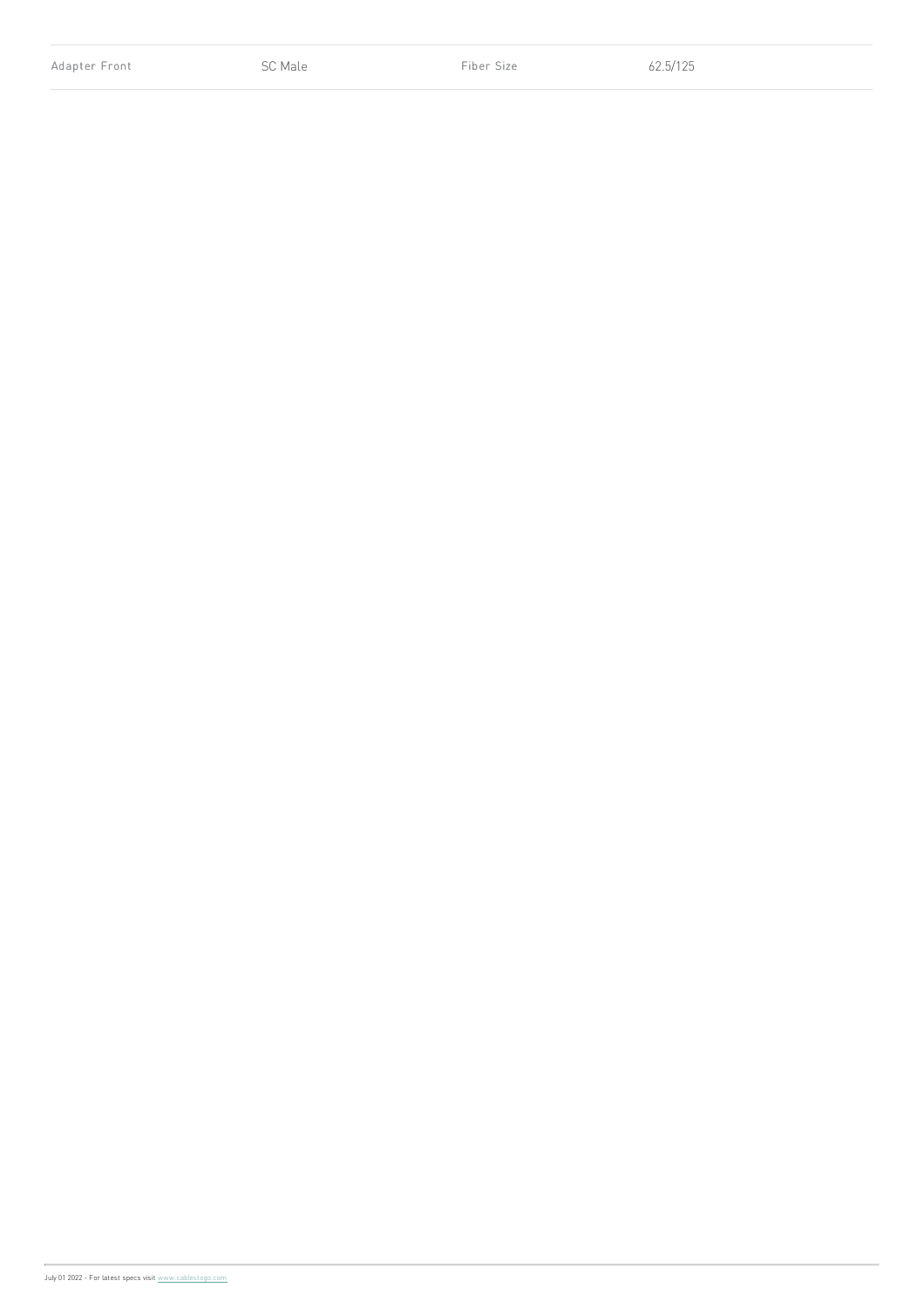| | | | |
|---|---|---|---|
| Adapter Front | SC Male | Fiber Size | 62.5/125 |